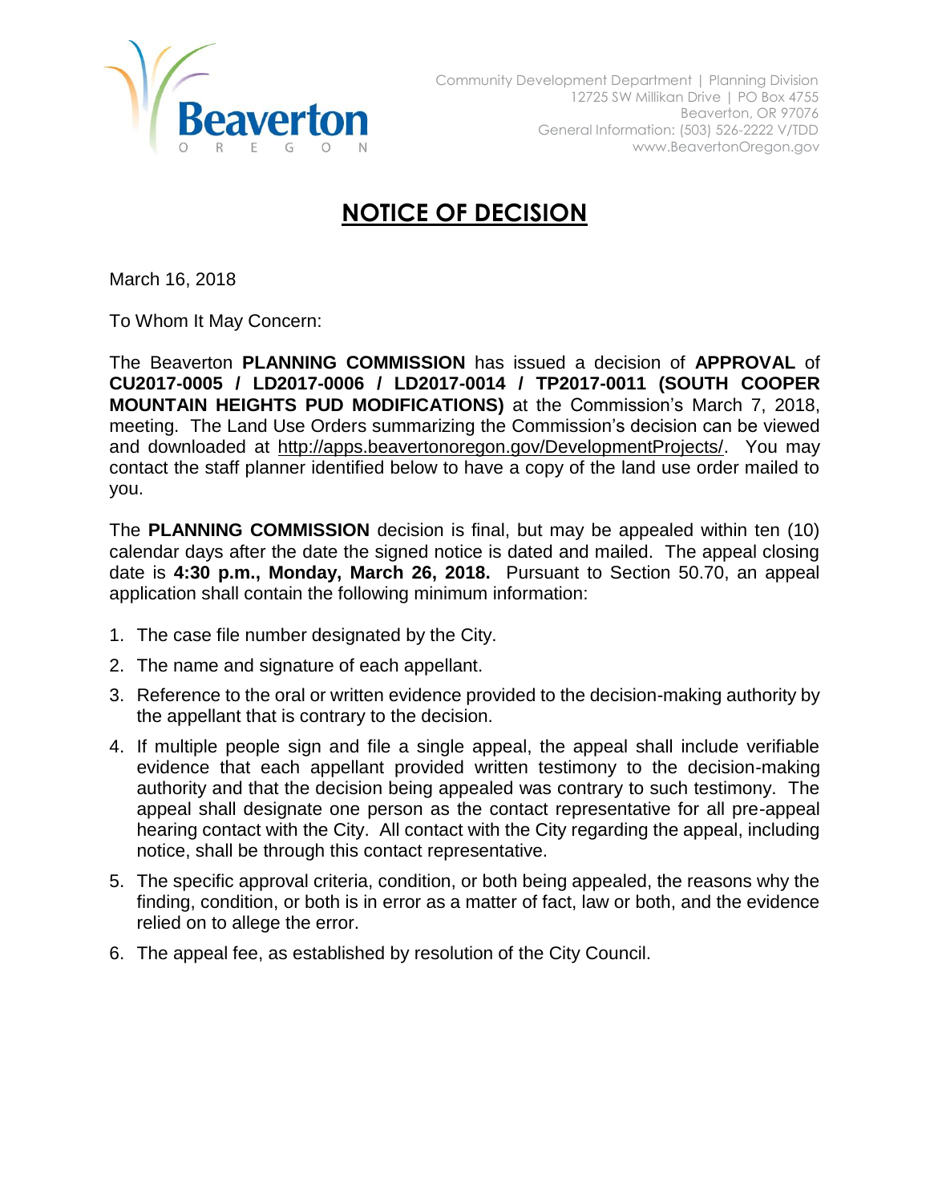Beaverton OREGON

Community Development Department | Planning Division
12725 SW Millikan Drive | PO Box 4755
Beaverton, OR 97076
General Information: (503) 526-2222 V/TDD
www.BeavertonOregon.gov

# NOTICE OF DECISION

March 16, 2018

To Whom It May Concern:

The Beaverton **PLANNING COMMISSION** has issued a decision of **APPROVAL** of **CU2017-0005 / LD2017-0006 / LD2017-0014 / TP2017-0011 (SOUTH COOPER MOUNTAIN HEIGHTS PUD MODIFICATIONS)** at the Commission's March 7, 2018, meeting. The Land Use Orders summarizing the Commission's decision can be viewed and downloaded at http://apps.beavertonoregon.gov/DevelopmentProjects/. You may contact the staff planner identified below to have a copy of the land use order mailed to you.

The **PLANNING COMMISSION** decision is final, but may be appealed within ten (10) calendar days after the date the signed notice is dated and mailed. The appeal closing date is **4:30 p.m., Monday, March 26, 2018.** Pursuant to Section 50.70, an appeal application shall contain the following minimum information:

1. The case file number designated by the City.
2. The name and signature of each appellant.
3. Reference to the oral or written evidence provided to the decision-making authority by the appellant that is contrary to the decision.
4. If multiple people sign and file a single appeal, the appeal shall include verifiable evidence that each appellant provided written testimony to the decision-making authority and that the decision being appealed was contrary to such testimony. The appeal shall designate one person as the contact representative for all pre-appeal hearing contact with the City. All contact with the City regarding the appeal, including notice, shall be through this contact representative.
5. The specific approval criteria, condition, or both being appealed, the reasons why the finding, condition, or both is in error as a matter of fact, law or both, and the evidence relied on to allege the error.
6. The appeal fee, as established by resolution of the City Council.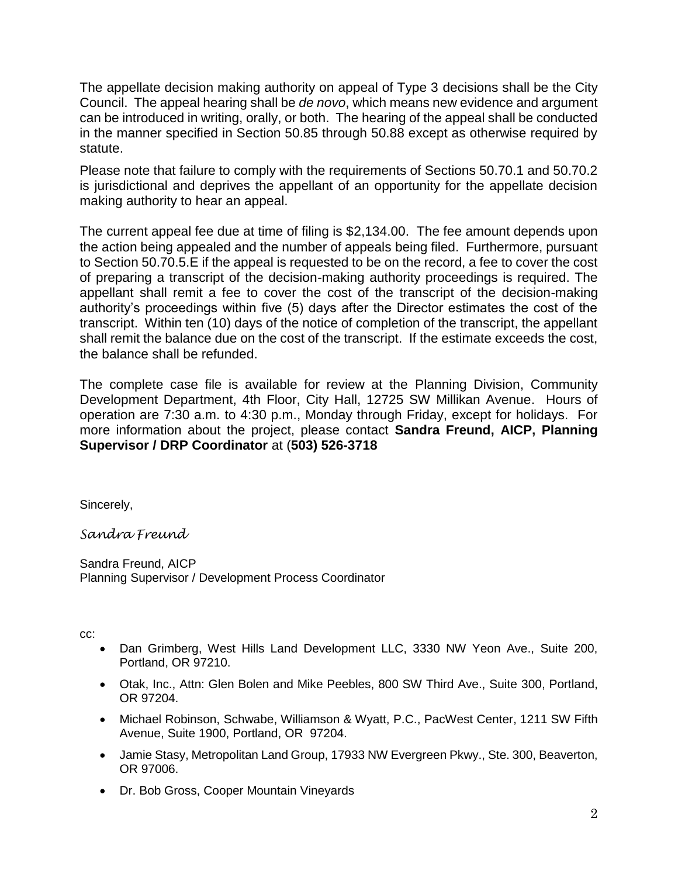The appellate decision making authority on appeal of Type 3 decisions shall be the City Council. The appeal hearing shall be *de novo*, which means new evidence and argument can be introduced in writing, orally, or both. The hearing of the appeal shall be conducted in the manner specified in Section 50.85 through 50.88 except as otherwise required by statute.

Please note that failure to comply with the requirements of Sections 50.70.1 and 50.70.2 is jurisdictional and deprives the appellant of an opportunity for the appellate decision making authority to hear an appeal.

The current appeal fee due at time of filing is $2,134.00. The fee amount depends upon the action being appealed and the number of appeals being filed. Furthermore, pursuant to Section 50.70.5.E if the appeal is requested to be on the record, a fee to cover the cost of preparing a transcript of the decision-making authority proceedings is required. The appellant shall remit a fee to cover the cost of the transcript of the decision-making authority's proceedings within five (5) days after the Director estimates the cost of the transcript. Within ten (10) days of the notice of completion of the transcript, the appellant shall remit the balance due on the cost of the transcript. If the estimate exceeds the cost, the balance shall be refunded.

The complete case file is available for review at the Planning Division, Community Development Department, 4th Floor, City Hall, 12725 SW Millikan Avenue. Hours of operation are 7:30 a.m. to 4:30 p.m., Monday through Friday, except for holidays. For more information about the project, please contact **Sandra Freund, AICP, Planning Supervisor / DRP Coordinator** at (**503) 526-3718**

Sincerely,

*Sandra Freund*

Sandra Freund, AICP
Planning Supervisor / Development Process Coordinator

cc:

- Dan Grimberg, West Hills Land Development LLC, 3330 NW Yeon Ave., Suite 200, Portland, OR 97210.
- Otak, Inc., Attn: Glen Bolen and Mike Peebles, 800 SW Third Ave., Suite 300, Portland, OR 97204.
- Michael Robinson, Schwabe, Williamson & Wyatt, P.C., PacWest Center, 1211 SW Fifth Avenue, Suite 1900, Portland, OR 97204.
- Jamie Stasy, Metropolitan Land Group, 17933 NW Evergreen Pkwy., Ste. 300, Beaverton, OR 97006.
- Dr. Bob Gross, Cooper Mountain Vineyards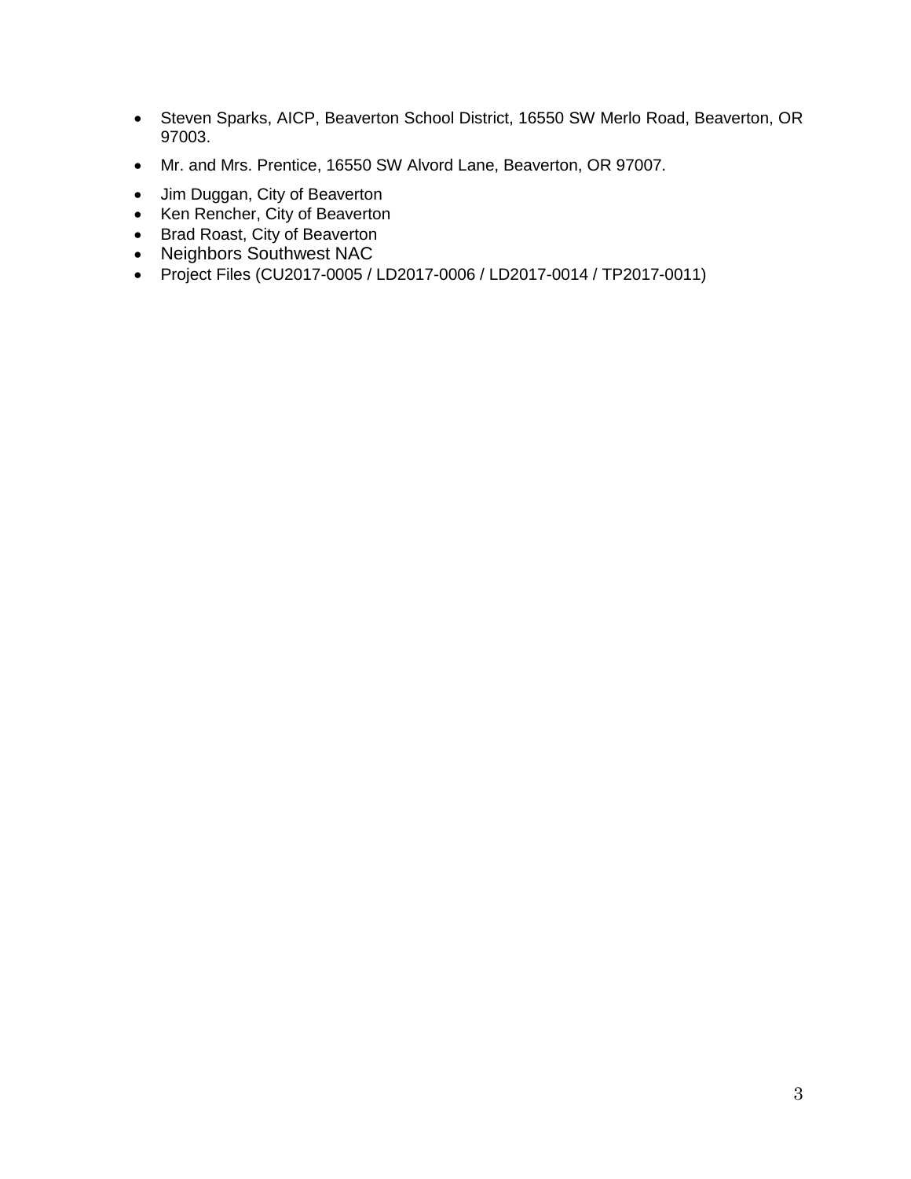- Steven Sparks, AICP, Beaverton School District, 16550 SW Merlo Road, Beaverton, OR 97003.
- Mr. and Mrs. Prentice, 16550 SW Alvord Lane, Beaverton, OR 97007.
- Jim Duggan, City of Beaverton
- Ken Rencher, City of Beaverton
- Brad Roast, City of Beaverton
- Neighbors Southwest NAC
- Project Files (CU2017-0005 / LD2017-0006 / LD2017-0014 / TP2017-0011)